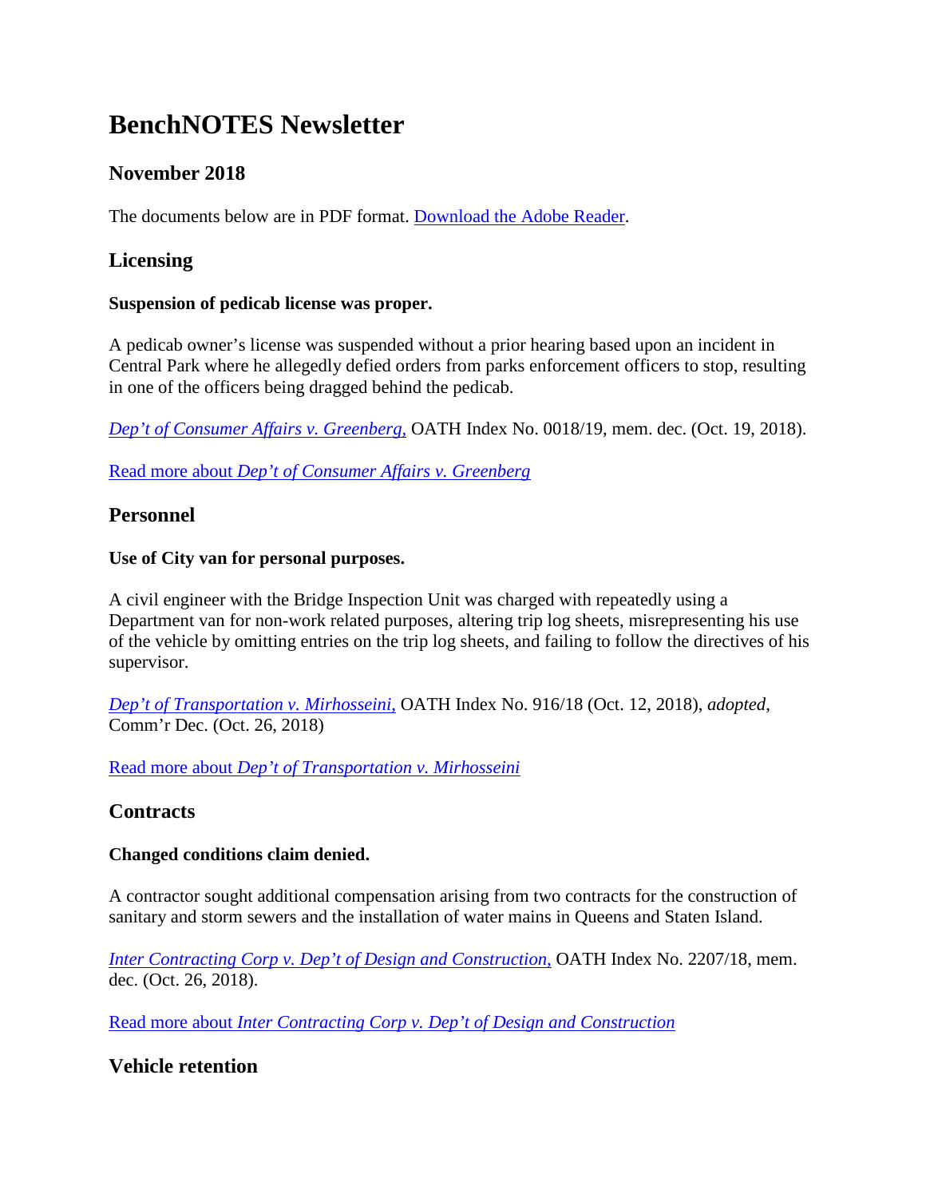# BenchNOTES Newsletter

## November 2018

The documents below are in PDF format. [Download the Adobe Reader](#).

## Licensing

**Suspension of pedicab license was proper.**

A pedicab owner's license was suspended without a prior hearing based upon an incident in Central Park where he allegedly defied orders from parks enforcement officers to stop, resulting in one of the officers being dragged behind the pedicab.

[*Dep't of Consumer Affairs v. Greenberg,*](#) OATH Index No. 0018/19, mem. dec. (Oct. 19, 2018).

[Read more about *Dep't of Consumer Affairs v. Greenberg*](#)

## Personnel

**Use of City van for personal purposes.**

A civil engineer with the Bridge Inspection Unit was charged with repeatedly using a Department van for non-work related purposes, altering trip log sheets, misrepresenting his use of the vehicle by omitting entries on the trip log sheets, and failing to follow the directives of his supervisor.

[*Dep't of Transportation v. Mirhosseini,*](#) OATH Index No. 916/18 (Oct. 12, 2018), *adopted*, Comm'r Dec. (Oct. 26, 2018)

[Read more about *Dep't of Transportation v. Mirhosseini*](#)

## Contracts

**Changed conditions claim denied.**

A contractor sought additional compensation arising from two contracts for the construction of sanitary and storm sewers and the installation of water mains in Queens and Staten Island.

[*Inter Contracting Corp v. Dep't of Design and Construction,*](#) OATH Index No. 2207/18, mem. dec. (Oct. 26, 2018).

[Read more about *Inter Contracting Corp v. Dep't of Design and Construction*](#)

## Vehicle retention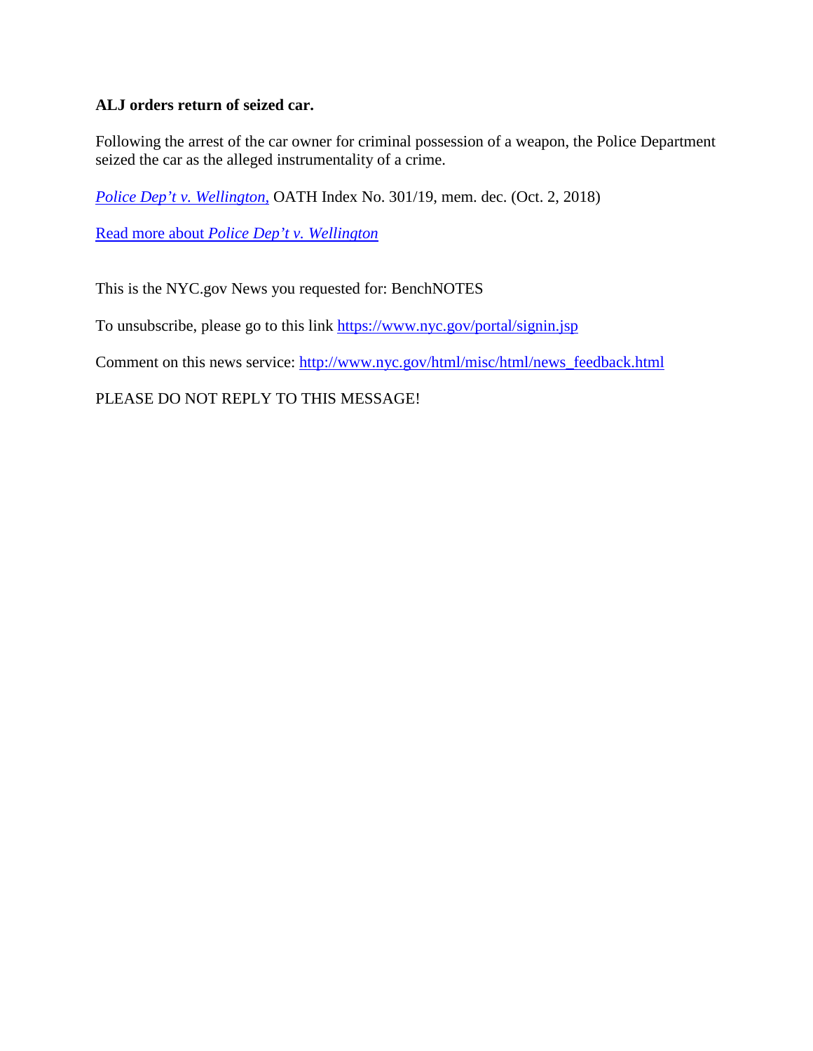**ALJ orders return of seized car.**

Following the arrest of the car owner for criminal possession of a weapon, the Police Department seized the car as the alleged instrumentality of a crime.

*Police Dep't v. Wellington,* OATH Index No. 301/19, mem. dec. (Oct. 2, 2018)

Read more about *Police Dep't v. Wellington*

This is the NYC.gov News you requested for: BenchNOTES

To unsubscribe, please go to this link https://www.nyc.gov/portal/signin.jsp

Comment on this news service: http://www.nyc.gov/html/misc/html/news_feedback.html

PLEASE DO NOT REPLY TO THIS MESSAGE!